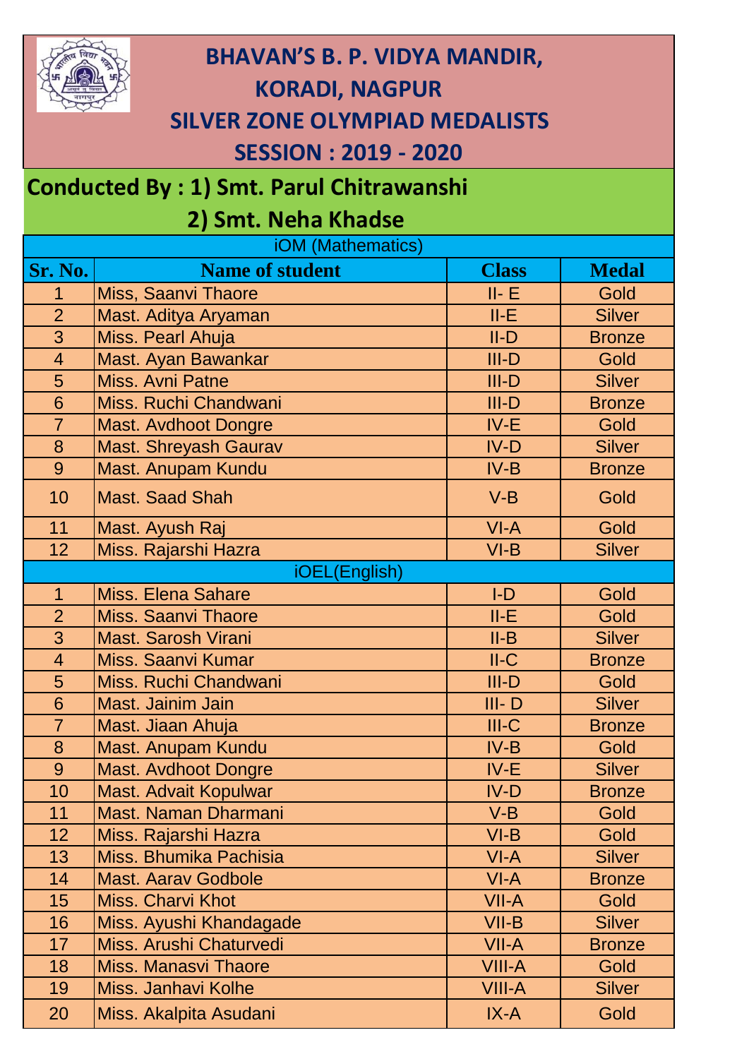# BHAVAN'S B. P. VIDYA MANDIR, KORADI, NAGPUR

## SILVER ZONE OLYMPIAD MEDALISTS

## SESSION : 2019 - 2020

**Conducted By : 1) Smt. Parul Chitrawanshi**

**2) Smt. Neha Khadse**

| Sr. No. | Name of student | Class | Medal |
|---|---|---|---|
| iOM (Mathematics) | | | |
| 1 | Miss, Saanvi Thaore | II- E | Gold |
| 2 | Mast. Aditya Aryaman | II-E | Silver |
| 3 | Miss. Pearl Ahuja | II-D | Bronze |
| 4 | Mast. Ayan Bawankar | III-D | Gold |
| 5 | Miss. Avni Patne | III-D | Silver |
| 6 | Miss. Ruchi Chandwani | III-D | Bronze |
| 7 | Mast. Avdhoot Dongre | IV-E | Gold |
| 8 | Mast. Shreyash Gaurav | IV-D | Silver |
| 9 | Mast. Anupam Kundu | IV-B | Bronze |
| 10 | Mast. Saad Shah | V-B | Gold |
| 11 | Mast. Ayush Raj | VI-A | Gold |
| 12 | Miss. Rajarshi Hazra | VI-B | Silver |
| iOEL(English) | | | |
| 1 | Miss. Elena Sahare | I-D | Gold |
| 2 | Miss. Saanvi Thaore | II-E | Gold |
| 3 | Mast. Sarosh Virani | II-B | Silver |
| 4 | Miss. Saanvi Kumar | II-C | Bronze |
| 5 | Miss. Ruchi Chandwani | III-D | Gold |
| 6 | Mast. Jainim Jain | III- D | Silver |
| 7 | Mast. Jiaan Ahuja | III-C | Bronze |
| 8 | Mast. Anupam Kundu | IV-B | Gold |
| 9 | Mast. Avdhoot Dongre | IV-E | Silver |
| 10 | Mast. Advait Kopulwar | IV-D | Bronze |
| 11 | Mast. Naman Dharmani | V-B | Gold |
| 12 | Miss. Rajarshi Hazra | VI-B | Gold |
| 13 | Miss. Bhumika Pachisia | VI-A | Silver |
| 14 | Mast. Aarav Godbole | VI-A | Bronze |
| 15 | Miss. Charvi Khot | VII-A | Gold |
| 16 | Miss. Ayushi Khandagade | VII-B | Silver |
| 17 | Miss. Arushi Chaturvedi | VII-A | Bronze |
| 18 | Miss. Manasvi Thaore | VIII-A | Gold |
| 19 | Miss. Janhavi Kolhe | VIII-A | Silver |
| 20 | Miss. Akalpita Asudani | IX-A | Gold |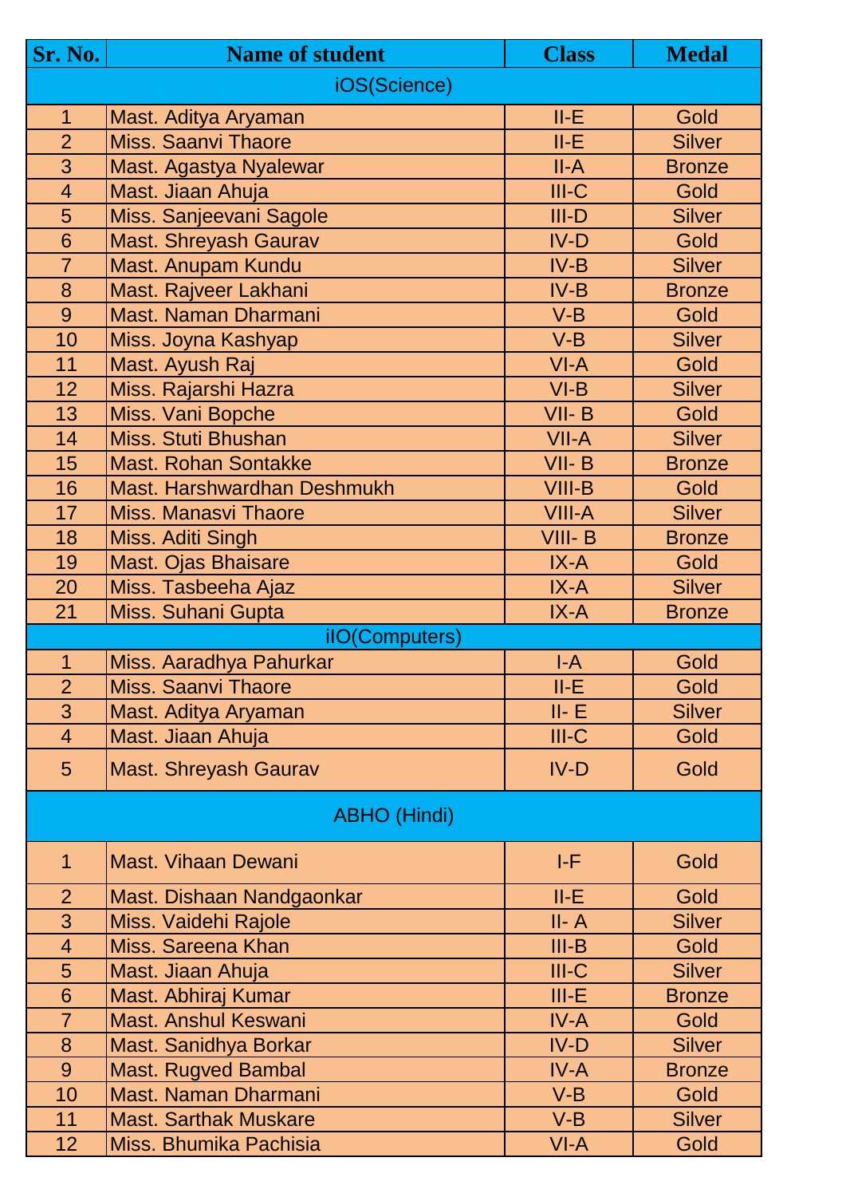| Sr. No. | Name of student | Class | Medal |
|---|---|---|---|
| | iOS(Science) | | |
| 1 | Mast. Aditya Aryaman | II-E | Gold |
| 2 | Miss. Saanvi Thaore | II-E | Silver |
| 3 | Mast. Agastya Nyalewar | II-A | Bronze |
| 4 | Mast. Jiaan Ahuja | III-C | Gold |
| 5 | Miss. Sanjeevani Sagole | III-D | Silver |
| 6 | Mast. Shreyash Gaurav | IV-D | Gold |
| 7 | Mast. Anupam Kundu | IV-B | Silver |
| 8 | Mast. Rajveer Lakhani | IV-B | Bronze |
| 9 | Mast. Naman Dharmani | V-B | Gold |
| 10 | Miss. Joyna Kashyap | V-B | Silver |
| 11 | Mast. Ayush Raj | VI-A | Gold |
| 12 | Miss. Rajarshi Hazra | VI-B | Silver |
| 13 | Miss. Vani Bopche | VII- B | Gold |
| 14 | Miss. Stuti Bhushan | VII-A | Silver |
| 15 | Mast. Rohan Sontakke | VII- B | Bronze |
| 16 | Mast. Harshwardhan Deshmukh | VIII-B | Gold |
| 17 | Miss. Manasvi Thaore | VIII-A | Silver |
| 18 | Miss. Aditi Singh | VIII- B | Bronze |
| 19 | Mast. Ojas Bhaisare | IX-A | Gold |
| 20 | Miss. Tasbeeha Ajaz | IX-A | Silver |
| 21 | Miss. Suhani Gupta | IX-A | Bronze |
| | iIO(Computers) | | |
| 1 | Miss. Aaradhya Pahurkar | I-A | Gold |
| 2 | Miss. Saanvi Thaore | II-E | Gold |
| 3 | Mast. Aditya Aryaman | II- E | Silver |
| 4 | Mast. Jiaan Ahuja | III-C | Gold |
| 5 | Mast. Shreyash Gaurav | IV-D | Gold |
| | ABHO (Hindi) | | |
| 1 | Mast. Vihaan Dewani | I-F | Gold |
| 2 | Mast. Dishaan Nandgaonkar | II-E | Gold |
| 3 | Miss. Vaidehi Rajole | II- A | Silver |
| 4 | Miss. Sareena Khan | III-B | Gold |
| 5 | Mast. Jiaan Ahuja | III-C | Silver |
| 6 | Mast. Abhiraj Kumar | III-E | Bronze |
| 7 | Mast. Anshul Keswani | IV-A | Gold |
| 8 | Mast. Sanidhya Borkar | IV-D | Silver |
| 9 | Mast. Rugved Bambal | IV-A | Bronze |
| 10 | Mast. Naman Dharmani | V-B | Gold |
| 11 | Mast. Sarthak Muskare | V-B | Silver |
| 12 | Miss. Bhumika Pachisia | VI-A | Gold |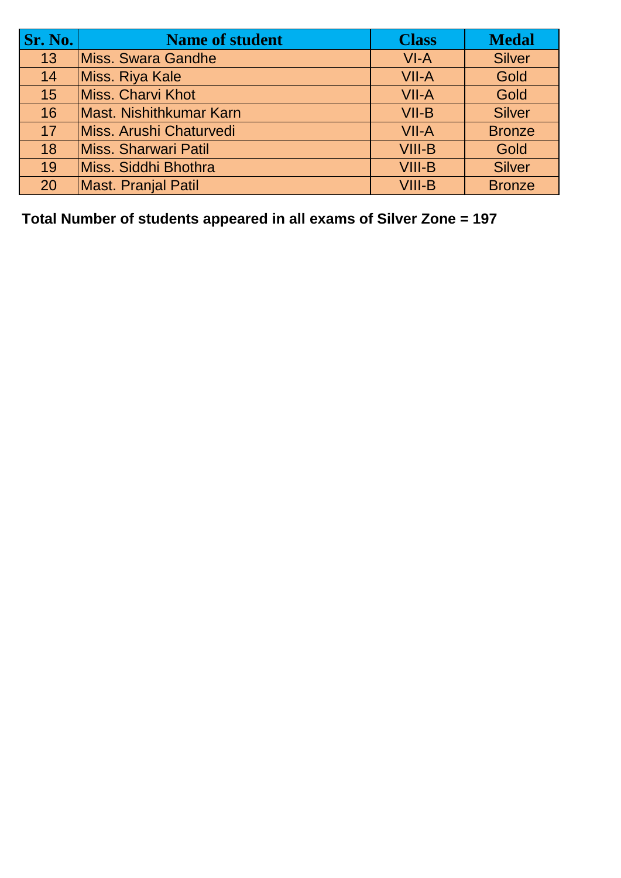| Sr. No. | Name of student | Class | Medal |
|---|---|---|---|
| 13 | Miss. Swara Gandhe | VI-A | Silver |
| 14 | Miss. Riya Kale | VII-A | Gold |
| 15 | Miss. Charvi Khot | VII-A | Gold |
| 16 | Mast. Nishithkumar Karn | VII-B | Silver |
| 17 | Miss. Arushi Chaturvedi | VII-A | Bronze |
| 18 | Miss. Sharwari Patil | VIII-B | Gold |
| 19 | Miss. Siddhi Bhothra | VIII-B | Silver |
| 20 | Mast. Pranjal Patil | VIII-B | Bronze |

**Total Number of students appeared in all exams of Silver Zone = 197**